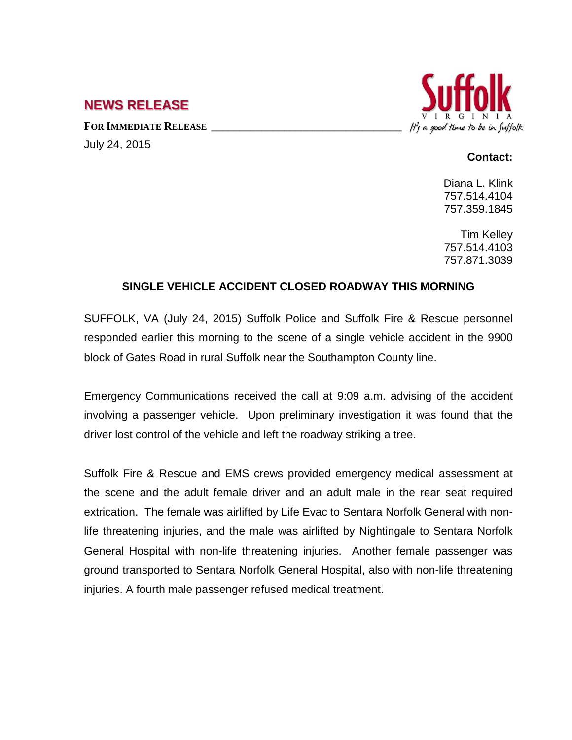# NEWS RELEASE

Suffolk
VIRGINIA
It's a good time to be in Suffolk

**FOR IMMEDIATE RELEASE**

July 24, 2015

**Contact:**

Diana L. Klink
757.514.4104
757.359.1845

Tim Kelley
757.514.4103
757.871.3039

## SINGLE VEHICLE ACCIDENT CLOSED ROADWAY THIS MORNING

SUFFOLK, VA (July 24, 2015) Suffolk Police and Suffolk Fire & Rescue personnel responded earlier this morning to the scene of a single vehicle accident in the 9900 block of Gates Road in rural Suffolk near the Southampton County line.

Emergency Communications received the call at 9:09 a.m. advising of the accident involving a passenger vehicle. Upon preliminary investigation it was found that the driver lost control of the vehicle and left the roadway striking a tree.

Suffolk Fire & Rescue and EMS crews provided emergency medical assessment at the scene and the adult female driver and an adult male in the rear seat required extrication. The female was airlifted by Life Evac to Sentara Norfolk General with non-life threatening injuries, and the male was airlifted by Nightingale to Sentara Norfolk General Hospital with non-life threatening injuries. Another female passenger was ground transported to Sentara Norfolk General Hospital, also with non-life threatening injuries. A fourth male passenger refused medical treatment.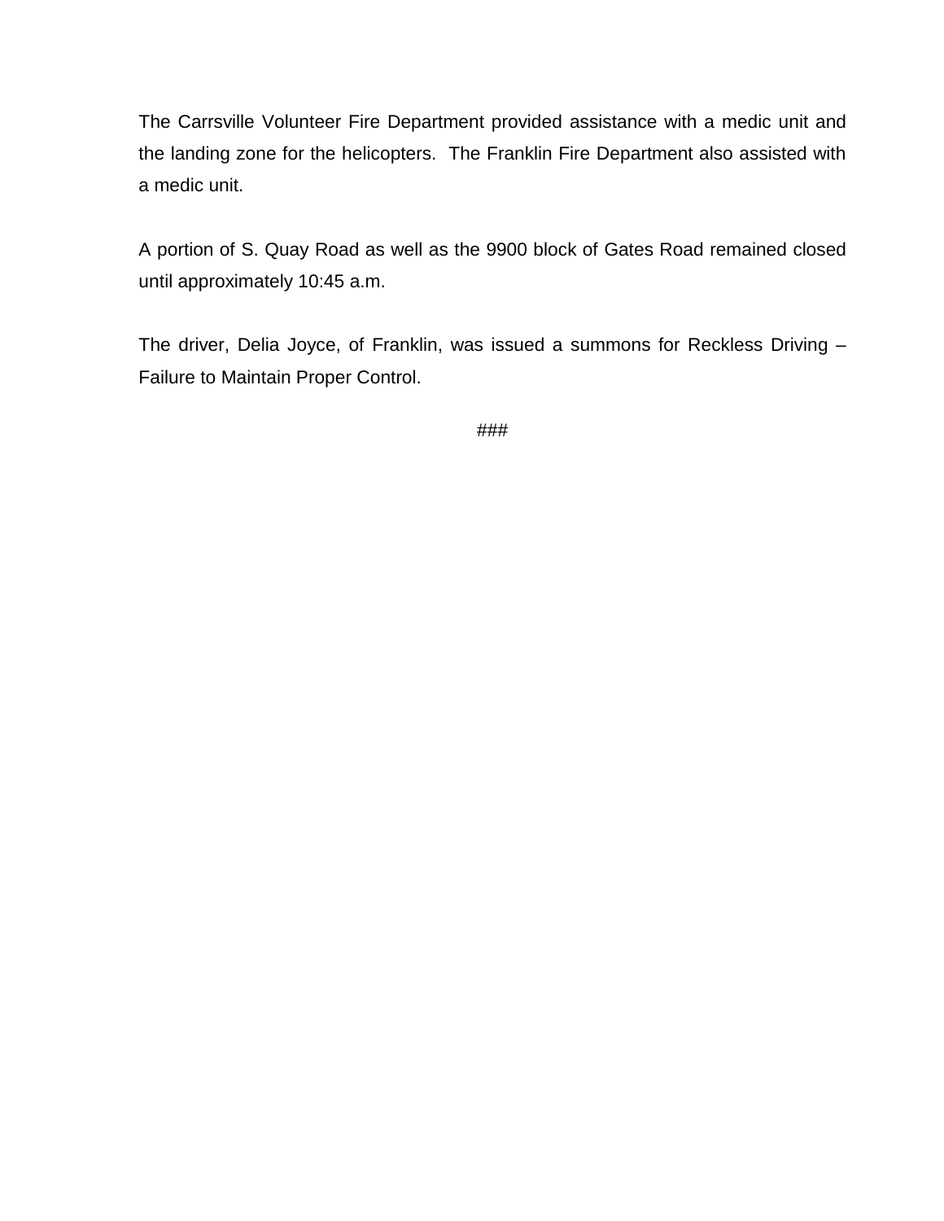The Carrsville Volunteer Fire Department provided assistance with a medic unit and the landing zone for the helicopters. The Franklin Fire Department also assisted with a medic unit.

A portion of S. Quay Road as well as the 9900 block of Gates Road remained closed until approximately 10:45 a.m.

The driver, Delia Joyce, of Franklin, was issued a summons for Reckless Driving – Failure to Maintain Proper Control.

###